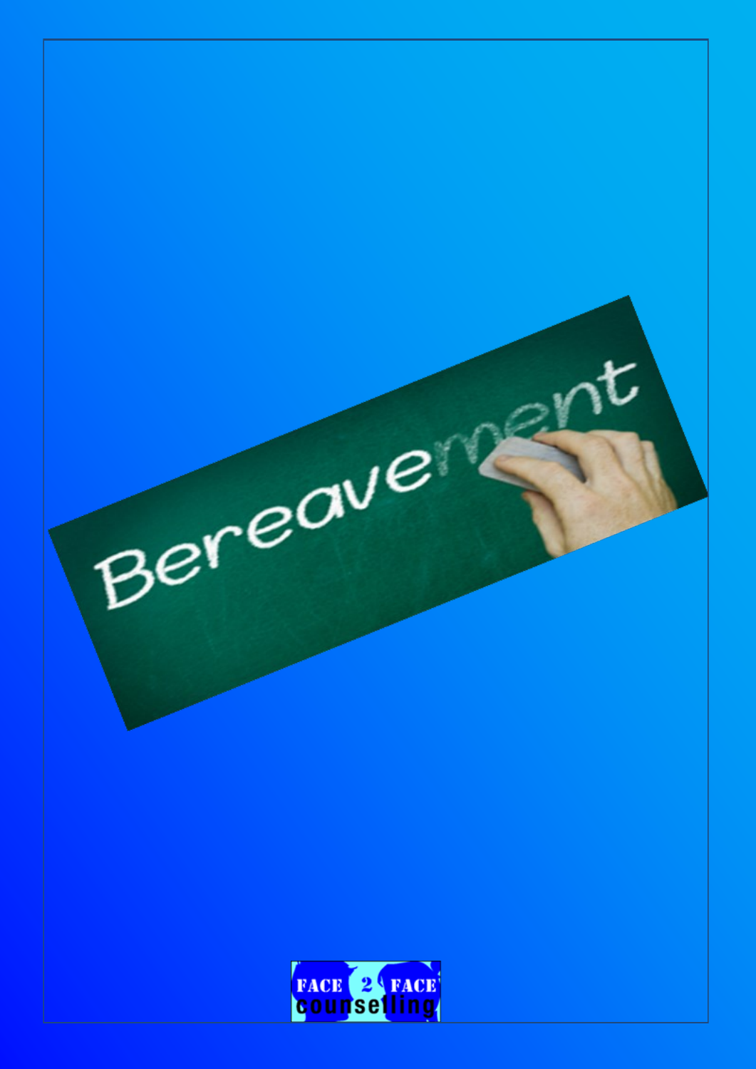# Bereavement

FACE 2 FACE counselling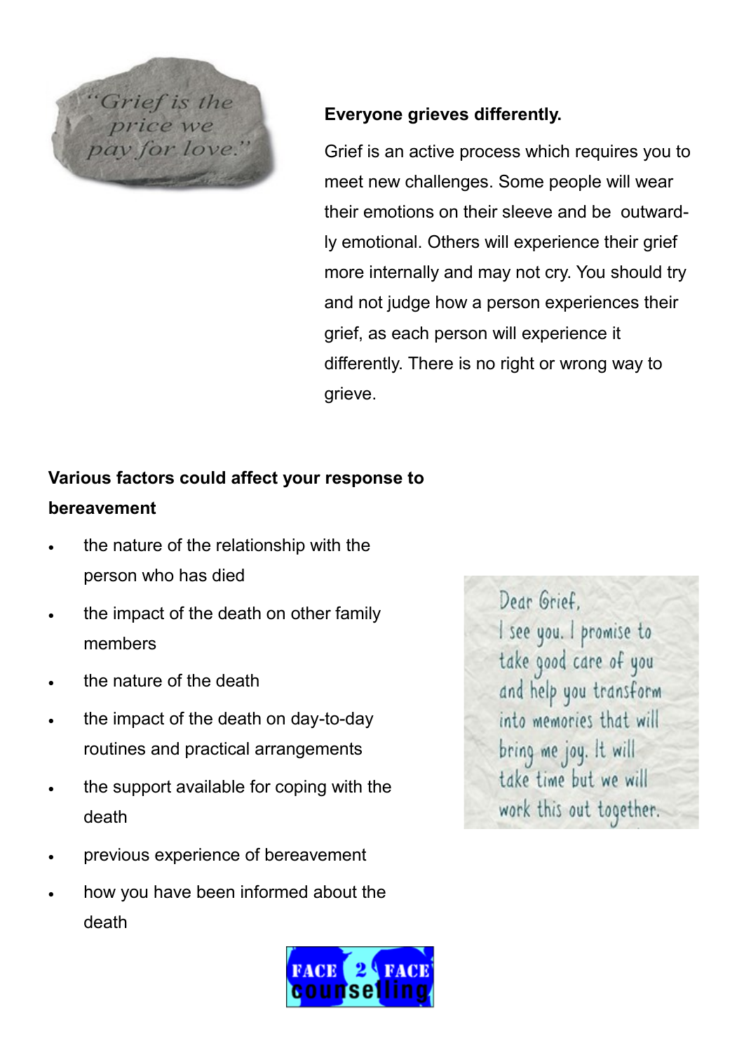"Grief is the price we pay for love."

**Everyone grieves differently.**

Grief is an active process which requires you to meet new challenges. Some people will wear their emotions on their sleeve and be outwardly emotional. Others will experience their grief more internally and may not cry. You should try and not judge how a person experiences their grief, as each person will experience it differently. There is no right or wrong way to grieve.

**Various factors could affect your response to bereavement**

- the nature of the relationship with the person who has died
- the impact of the death on other family members
- the nature of the death
- the impact of the death on day-to-day routines and practical arrangements
- the support available for coping with the death
- previous experience of bereavement
- how you have been informed about the death

Dear Grief,
I see you. I promise to take good care of you and help you transform into memories that will bring me joy. It will take time but we will work this out together.

FACE 2 FACE counselling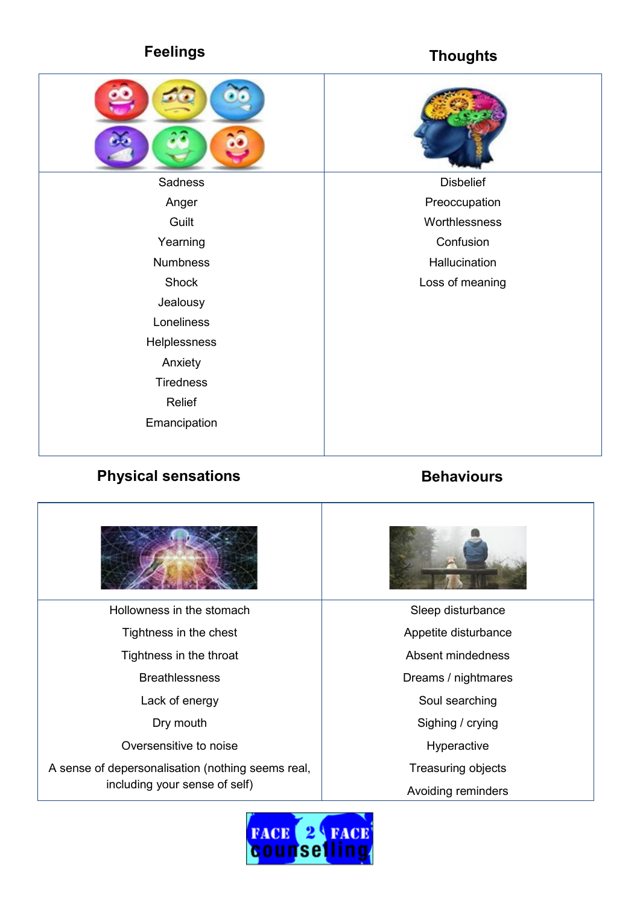| Feelings | Thoughts |
| --- | --- |
| Sadness | Disbelief |
| Anger | Preoccupation |
| Guilt | Worthlessness |
| Yearning | Confusion |
| Numbness | Hallucination |
| Shock | Loss of meaning |
| Jealousy | |
| Loneliness | |
| Helplessness | |
| Anxiety | |
| Tiredness | |
| Relief | |
| Emancipation | |

| Physical sensations | Behaviours |
| --- | --- |
| Hollowness in the stomach | Sleep disturbance |
| Tightness in the chest | Appetite disturbance |
| Tightness in the throat | Absent mindedness |
| Breathlessness | Dreams / nightmares |
| Lack of energy | Soul searching |
| Dry mouth | Sighing / crying |
| Oversensitive to noise | Hyperactive |
| A sense of depersonalisation (nothing seems real, including your sense of self) | Treasuring objects |
| | Avoiding reminders |

FACE 2 FACE counselling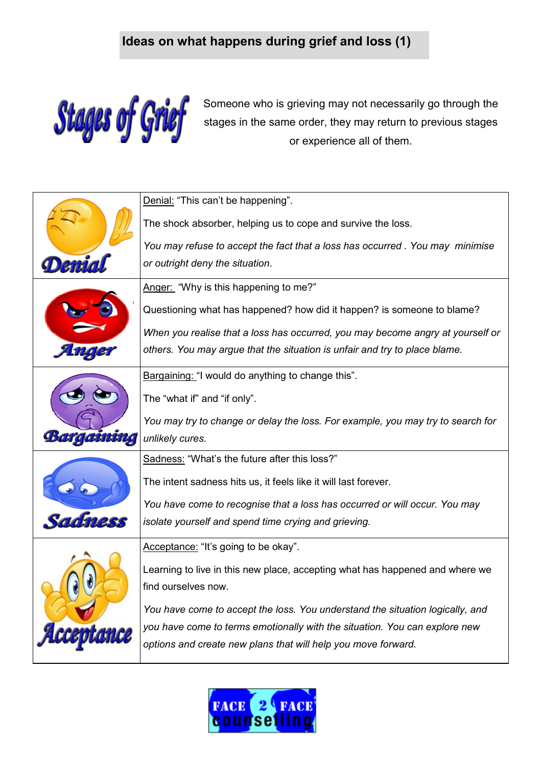## Ideas on what happens during grief and loss (1)

**Stages of Grief**

Someone who is grieving may not necessarily go through the stages in the same order, they may return to previous stages or experience all of them.

| | |
|---|---|
| Denial | Denial: "This can't be happening".<br><br>The shock absorber, helping us to cope and survive the loss.<br><br>*You may refuse to accept the fact that a loss has occurred . You may minimise or outright deny the situation.* |
| Anger | Anger: "Why is this happening to me?"<br><br>Questioning what has happened? how did it happen? is someone to blame?<br><br>*When you realise that a loss has occurred, you may become angry at yourself or others. You may argue that the situation is unfair and try to place blame.* |
| Bargaining | Bargaining: "I would do anything to change this".<br><br>The "what if" and "if only".<br><br>*You may try to change or delay the loss. For example, you may try to search for unlikely cures.* |
| Sadness | Sadness: "What's the future after this loss?"<br><br>The intent sadness hits us, it feels like it will last forever.<br><br>*You have come to recognise that a loss has occurred or will occur. You may isolate yourself and spend time crying and grieving.* |
| Acceptance | Acceptance: "It's going to be okay".<br><br>Learning to live in this new place, accepting what has happened and where we find ourselves now.<br><br>*You have come to accept the loss. You understand the situation logically, and you have come to terms emotionally with the situation. You can explore new options and create new plans that will help you move forward.* |

FACE 2 FACE counselling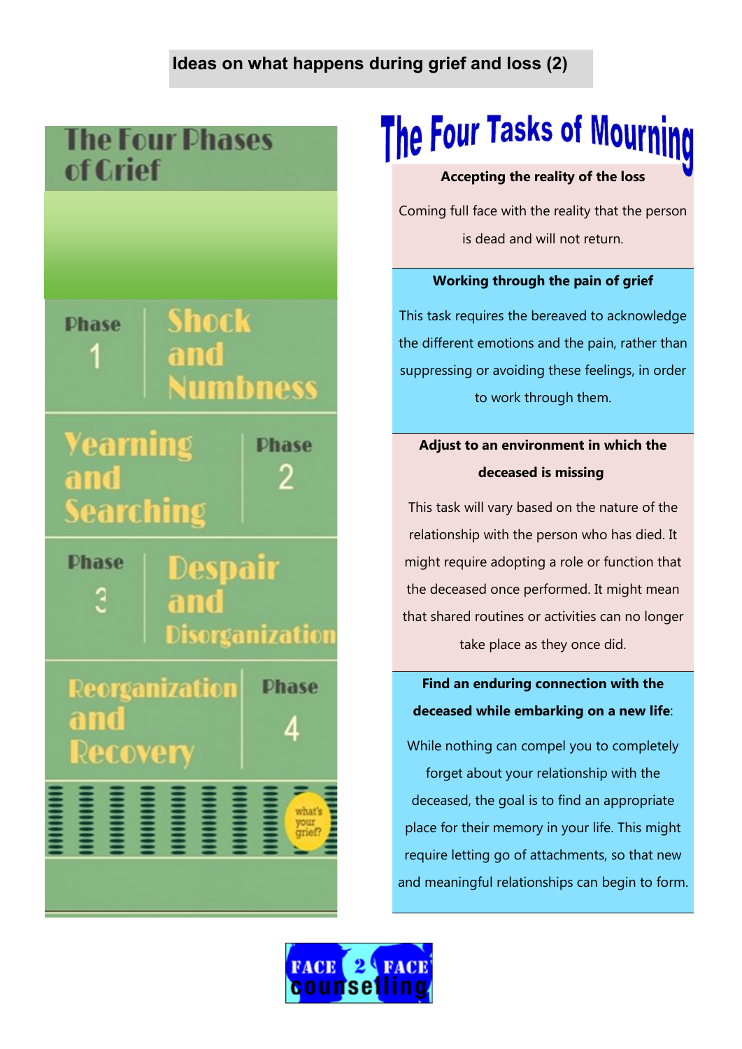# Ideas on what happens during grief and loss (2)

## The Four Phases of Grief

**Phase 1** — Shock and Numbness

**Phase 2** — Yearning and Searching

**Phase 3** — Despair and Disorganization

**Phase 4** — Reorganization and Recovery

what's your grief?

## The Four Tasks of Mourning

**Accepting the reality of the loss**

Coming full face with the reality that the person is dead and will not return.

**Working through the pain of grief**

This task requires the bereaved to acknowledge the different emotions and the pain, rather than suppressing or avoiding these feelings, in order to work through them.

**Adjust to an environment in which the deceased is missing**

This task will vary based on the nature of the relationship with the person who has died. It might require adopting a role or function that the deceased once performed. It might mean that shared routines or activities can no longer take place as they once did.

**Find an enduring connection with the deceased while embarking on a new life**:

While nothing can compel you to completely forget about your relationship with the deceased, the goal is to find an appropriate place for their memory in your life. This might require letting go of attachments, so that new and meaningful relationships can begin to form.

FACE 2 FACE counselling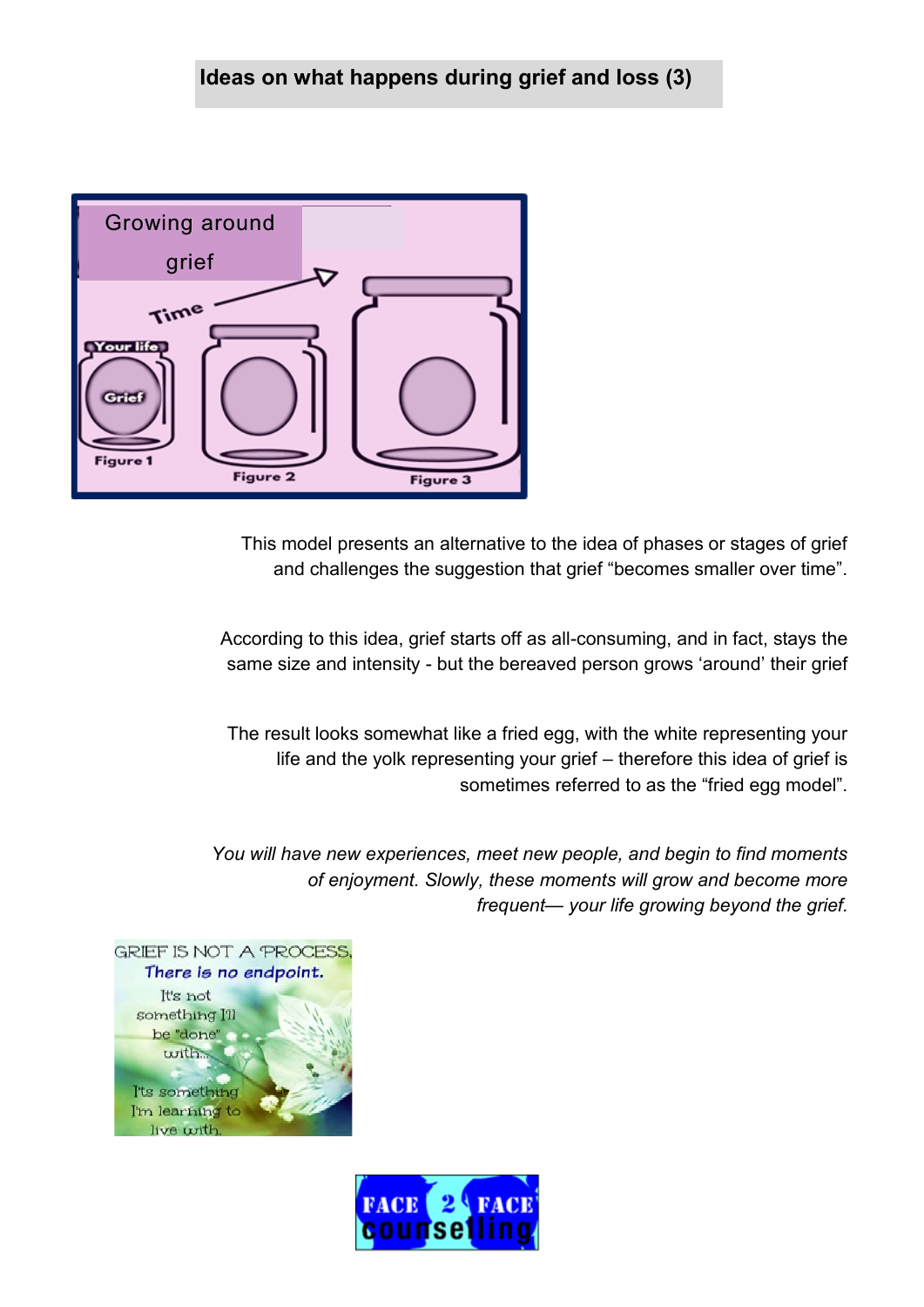## Ideas on what happens during grief and loss (3)

Growing around grief

Time

Your life

Grief

Figure 1

Figure 2

Figure 3

This model presents an alternative to the idea of phases or stages of grief and challenges the suggestion that grief "becomes smaller over time".

According to this idea, grief starts off as all-consuming, and in fact, stays the same size and intensity - but the bereaved person grows 'around' their grief

The result looks somewhat like a fried egg, with the white representing your life and the yolk representing your grief – therefore this idea of grief is sometimes referred to as the "fried egg model".

*You will have new experiences, meet new people, and begin to find moments of enjoyment. Slowly, these moments will grow and become more frequent— your life growing beyond the grief.*

GRIEF IS NOT A PROCESS. There is no endpoint. It's not something I'll be "done" with... It's something I'm learning to live with.

FACE 2 FACE counselling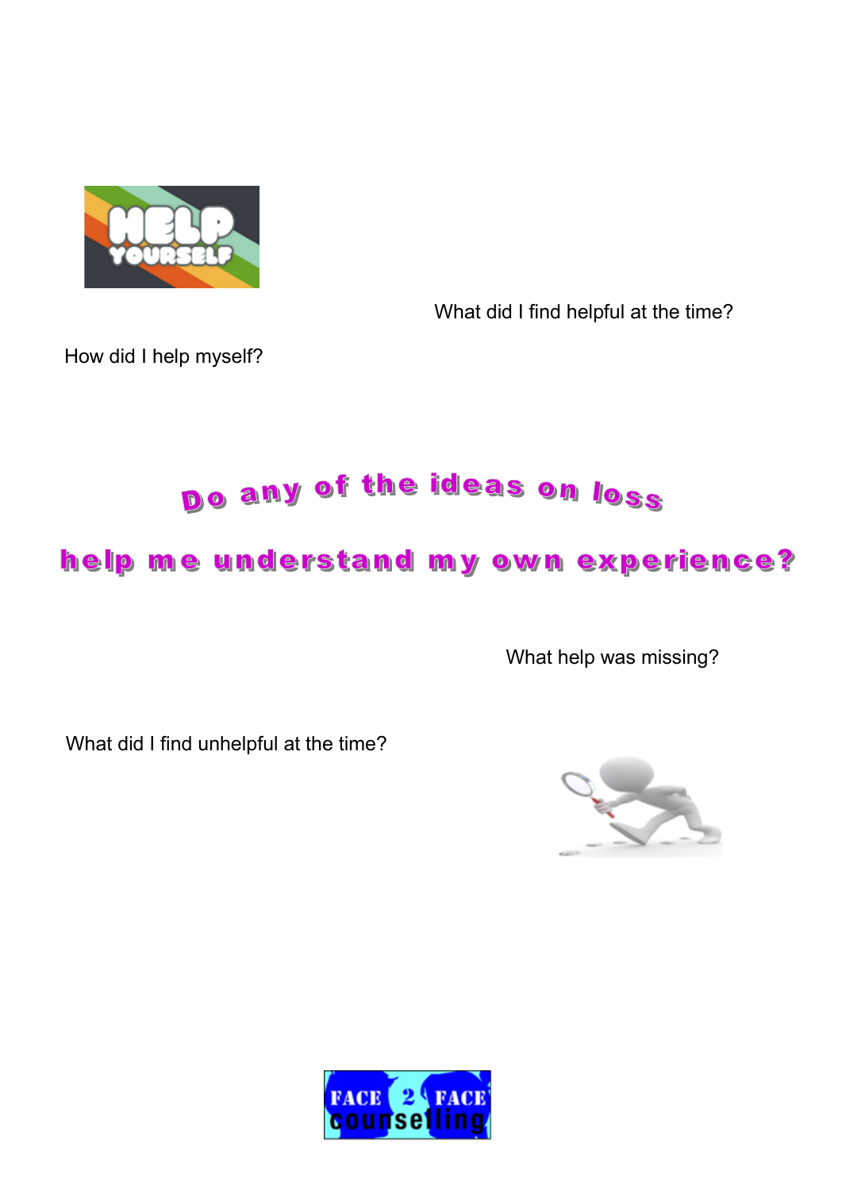What did I find helpful at the time?

How did I help myself?

# Do any of the ideas on loss help me understand my own experience?

What help was missing?

What did I find unhelpful at the time?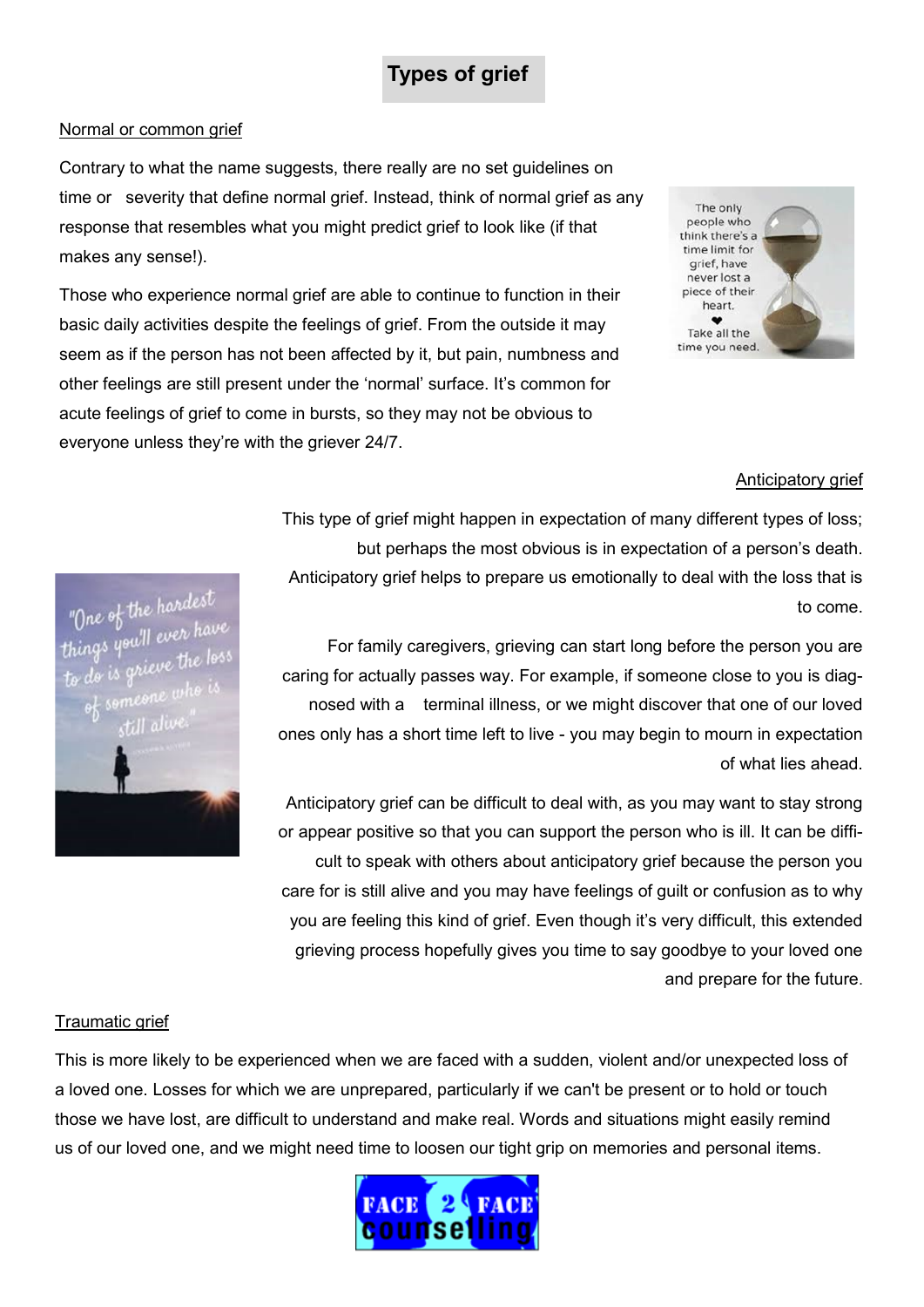# Types of grief

## Normal or common grief

Contrary to what the name suggests, there really are no set guidelines on time or severity that define normal grief. Instead, think of normal grief as any response that resembles what you might predict grief to look like (if that makes any sense!).

Those who experience normal grief are able to continue to function in their basic daily activities despite the feelings of grief. From the outside it may seem as if the person has not been affected by it, but pain, numbness and other feelings are still present under the 'normal' surface. It's common for acute feelings of grief to come in bursts, so they may not be obvious to everyone unless they're with the griever 24/7.

## Anticipatory grief

This type of grief might happen in expectation of many different types of loss; but perhaps the most obvious is in expectation of a person's death. Anticipatory grief helps to prepare us emotionally to deal with the loss that is to come.

For family caregivers, grieving can start long before the person you are caring for actually passes way. For example, if someone close to you is diagnosed with a terminal illness, or we might discover that one of our loved ones only has a short time left to live - you may begin to mourn in expectation of what lies ahead.

Anticipatory grief can be difficult to deal with, as you may want to stay strong or appear positive so that you can support the person who is ill. It can be difficult to speak with others about anticipatory grief because the person you care for is still alive and you may have feelings of guilt or confusion as to why you are feeling this kind of grief. Even though it's very difficult, this extended grieving process hopefully gives you time to say goodbye to your loved one and prepare for the future.

## Traumatic grief

This is more likely to be experienced when we are faced with a sudden, violent and/or unexpected loss of a loved one. Losses for which we are unprepared, particularly if we can't be present or to hold or touch those we have lost, are difficult to understand and make real. Words and situations might easily remind us of our loved one, and we might need time to loosen our tight grip on memories and personal items.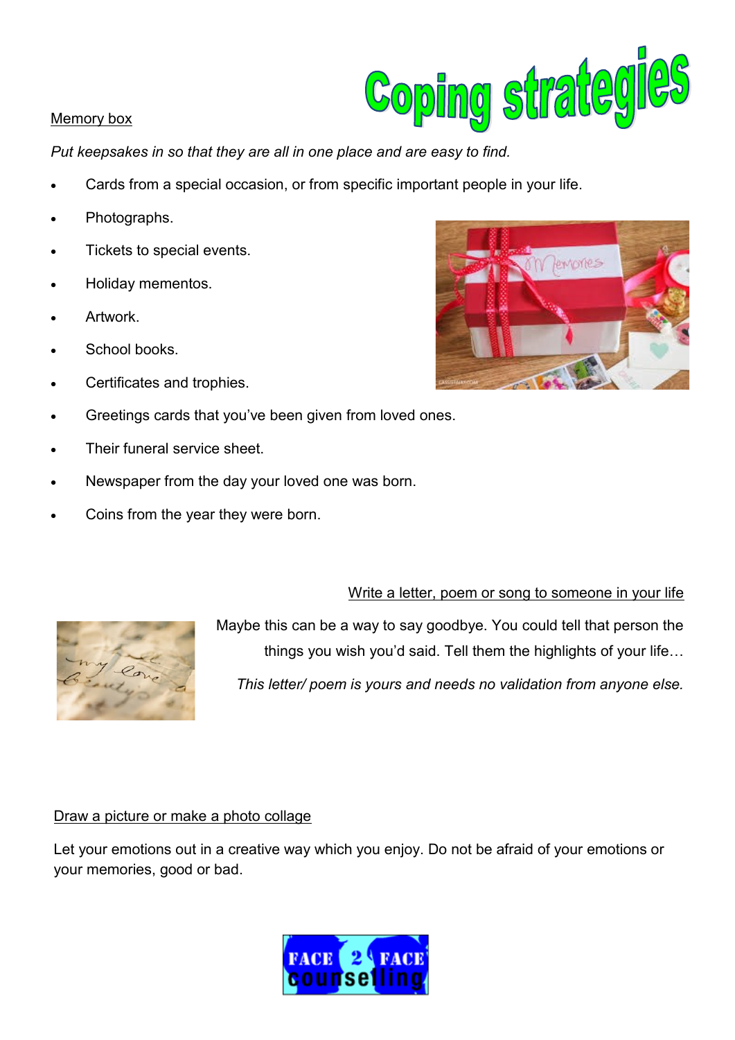# Coping strategies

## Memory box

*Put keepsakes in so that they are all in one place and are easy to find.*

- Cards from a special occasion, or from specific important people in your life.
- Photographs.
- Tickets to special events.
- Holiday mementos.
- Artwork.
- School books.
- Certificates and trophies.
- Greetings cards that you've been given from loved ones.
- Their funeral service sheet.
- Newspaper from the day your loved one was born.
- Coins from the year they were born.

## Write a letter, poem or song to someone in your life

Maybe this can be a way to say goodbye. You could tell that person the things you wish you'd said. Tell them the highlights of your life…

*This letter/ poem is yours and needs no validation from anyone else.*

## Draw a picture or make a photo collage

Let your emotions out in a creative way which you enjoy. Do not be afraid of your emotions or your memories, good or bad.

FACE 2 FACE counselling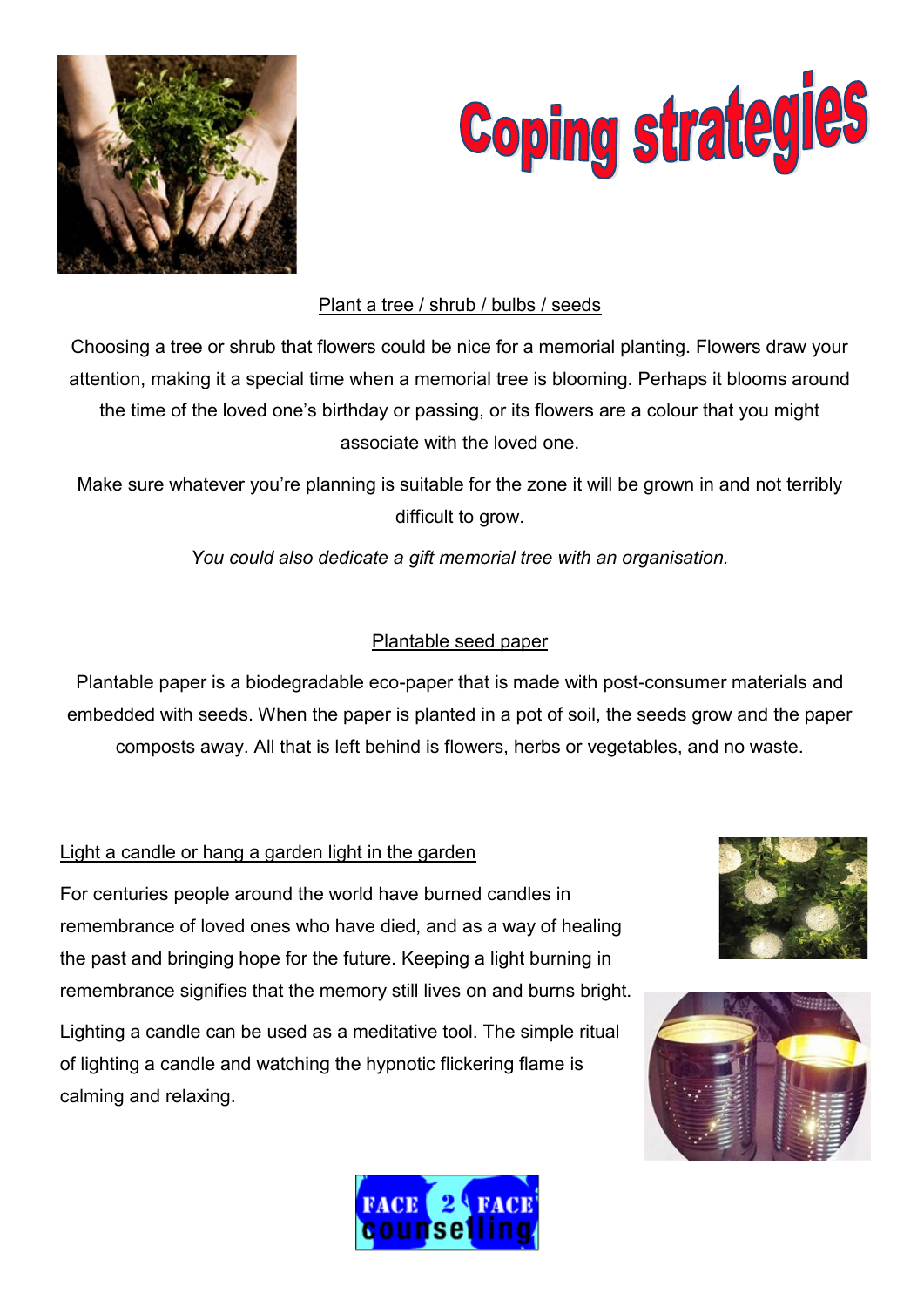# Coping strategies

## Plant a tree / shrub / bulbs / seeds

Choosing a tree or shrub that flowers could be nice for a memorial planting. Flowers draw your attention, making it a special time when a memorial tree is blooming. Perhaps it blooms around the time of the loved one's birthday or passing, or its flowers are a colour that you might associate with the loved one.

Make sure whatever you're planning is suitable for the zone it will be grown in and not terribly difficult to grow.

*You could also dedicate a gift memorial tree with an organisation.*

## Plantable seed paper

Plantable paper is a biodegradable eco-paper that is made with post-consumer materials and embedded with seeds. When the paper is planted in a pot of soil, the seeds grow and the paper composts away. All that is left behind is flowers, herbs or vegetables, and no waste.

## Light a candle or hang a garden light in the garden

For centuries people around the world have burned candles in remembrance of loved ones who have died, and as a way of healing the past and bringing hope for the future. Keeping a light burning in remembrance signifies that the memory still lives on and burns bright.

Lighting a candle can be used as a meditative tool. The simple ritual of lighting a candle and watching the hypnotic flickering flame is calming and relaxing.

FACE 2 FACE counselling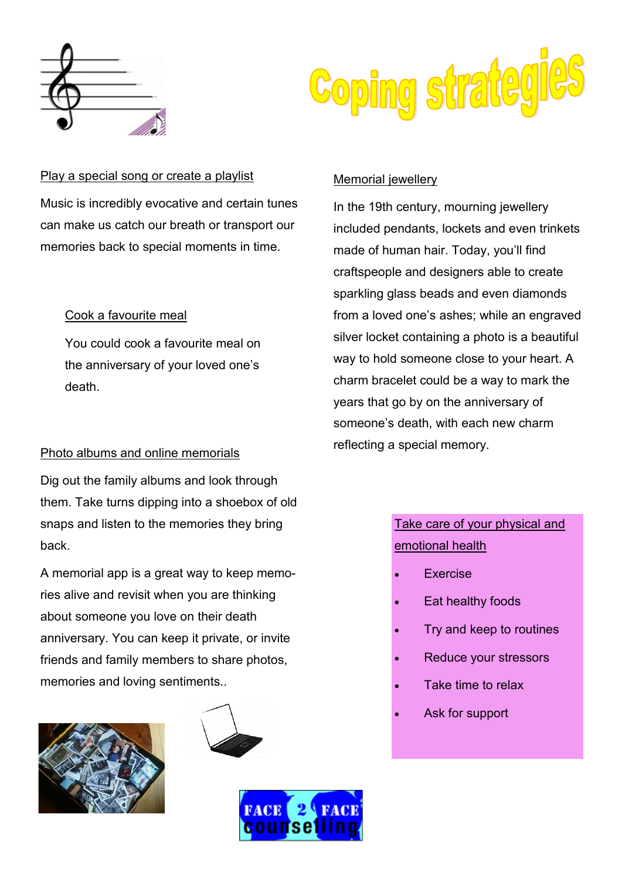# Coping strategies

## Play a special song or create a playlist

Music is incredibly evocative and certain tunes can make us catch our breath or transport our memories back to special moments in time.

## Cook a favourite meal

You could cook a favourite meal on the anniversary of your loved one's death.

## Photo albums and online memorials

Dig out the family albums and look through them. Take turns dipping into a shoebox of old snaps and listen to the memories they bring back.

A memorial app is a great way to keep memories alive and revisit when you are thinking about someone you love on their death anniversary. You can keep it private, or invite friends and family members to share photos, memories and loving sentiments..

## Memorial jewellery

In the 19th century, mourning jewellery included pendants, lockets and even trinkets made of human hair. Today, you'll find craftspeople and designers able to create sparkling glass beads and even diamonds from a loved one's ashes; while an engraved silver locket containing a photo is a beautiful way to hold someone close to your heart. A charm bracelet could be a way to mark the years that go by on the anniversary of someone's death, with each new charm reflecting a special memory.

## Take care of your physical and emotional health

- Exercise
- Eat healthy foods
- Try and keep to routines
- Reduce your stressors
- Take time to relax
- Ask for support

FACE 2 FACE counselling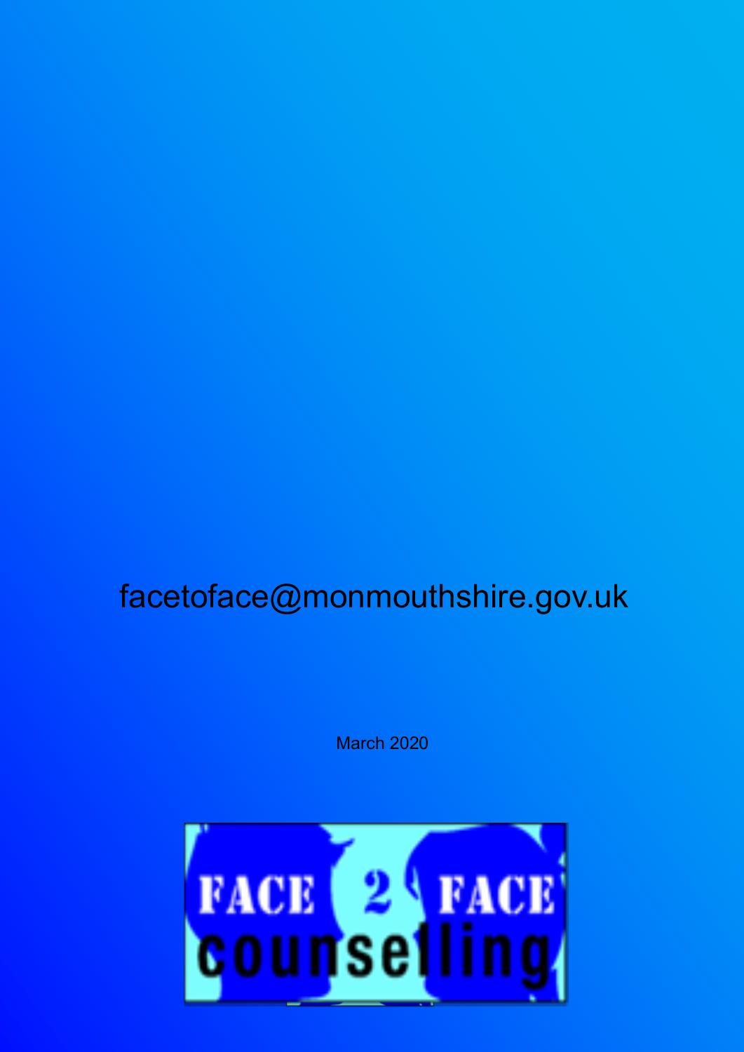facetoface@monmouthshire.gov.uk

March 2020

FACE 2 FACE counselling